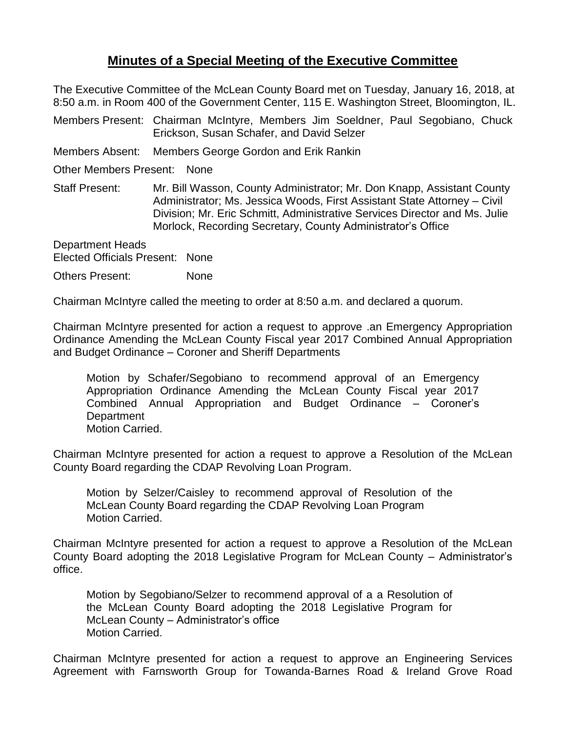# Minutes of a Special Meeting of the Executive Committee

The Executive Committee of the McLean County Board met on Tuesday, January 16, 2018, at 8:50 a.m. in Room 400 of the Government Center, 115 E. Washington Street, Bloomington, IL.

Members Present: Chairman McIntyre, Members Jim Soeldner, Paul Segobiano, Chuck Erickson, Susan Schafer, and David Selzer

Members Absent: Members George Gordon and Erik Rankin

Other Members Present: None

Staff Present: Mr. Bill Wasson, County Administrator; Mr. Don Knapp, Assistant County Administrator; Ms. Jessica Woods, First Assistant State Attorney – Civil Division; Mr. Eric Schmitt, Administrative Services Director and Ms. Julie Morlock, Recording Secretary, County Administrator's Office

Department Heads
Elected Officials Present: None

Others Present: None

Chairman McIntyre called the meeting to order at 8:50 a.m. and declared a quorum.

Chairman McIntyre presented for action a request to approve .an Emergency Appropriation Ordinance Amending the McLean County Fiscal year 2017 Combined Annual Appropriation and Budget Ordinance – Coroner and Sheriff Departments

> Motion by Schafer/Segobiano to recommend approval of an Emergency Appropriation Ordinance Amending the McLean County Fiscal year 2017 Combined Annual Appropriation and Budget Ordinance – Coroner's Department
> Motion Carried.

Chairman McIntyre presented for action a request to approve a Resolution of the McLean County Board regarding the CDAP Revolving Loan Program.

> Motion by Selzer/Caisley to recommend approval of Resolution of the McLean County Board regarding the CDAP Revolving Loan Program
> Motion Carried.

Chairman McIntyre presented for action a request to approve a Resolution of the McLean County Board adopting the 2018 Legislative Program for McLean County – Administrator's office.

> Motion by Segobiano/Selzer to recommend approval of a a Resolution of the McLean County Board adopting the 2018 Legislative Program for McLean County – Administrator's office
> Motion Carried.

Chairman McIntyre presented for action a request to approve an Engineering Services Agreement with Farnsworth Group for Towanda-Barnes Road & Ireland Grove Road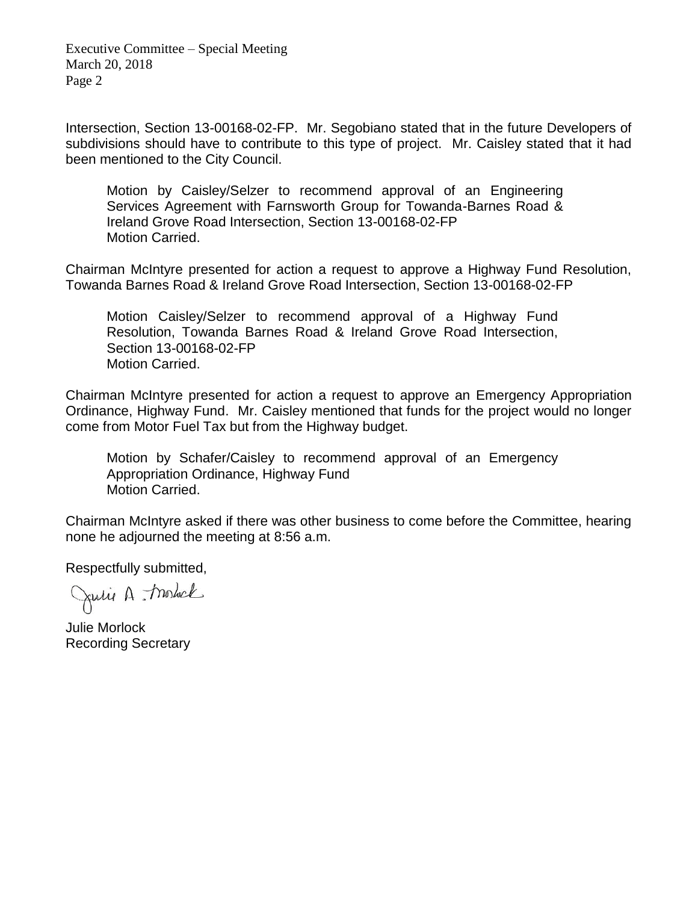Intersection, Section 13-00168-02-FP. Mr. Segobiano stated that in the future Developers of subdivisions should have to contribute to this type of project. Mr. Caisley stated that it had been mentioned to the City Council.

> Motion by Caisley/Selzer to recommend approval of an Engineering Services Agreement with Farnsworth Group for Towanda-Barnes Road & Ireland Grove Road Intersection, Section 13-00168-02-FP
> Motion Carried.

Chairman McIntyre presented for action a request to approve a Highway Fund Resolution, Towanda Barnes Road & Ireland Grove Road Intersection, Section 13-00168-02-FP

> Motion Caisley/Selzer to recommend approval of a Highway Fund Resolution, Towanda Barnes Road & Ireland Grove Road Intersection, Section 13-00168-02-FP
> Motion Carried.

Chairman McIntyre presented for action a request to approve an Emergency Appropriation Ordinance, Highway Fund. Mr. Caisley mentioned that funds for the project would no longer come from Motor Fuel Tax but from the Highway budget.

> Motion by Schafer/Caisley to recommend approval of an Emergency Appropriation Ordinance, Highway Fund
> Motion Carried.

Chairman McIntyre asked if there was other business to come before the Committee, hearing none he adjourned the meeting at 8:56 a.m.

Respectfully submitted,

Julie A. Morlock

Julie Morlock
Recording Secretary